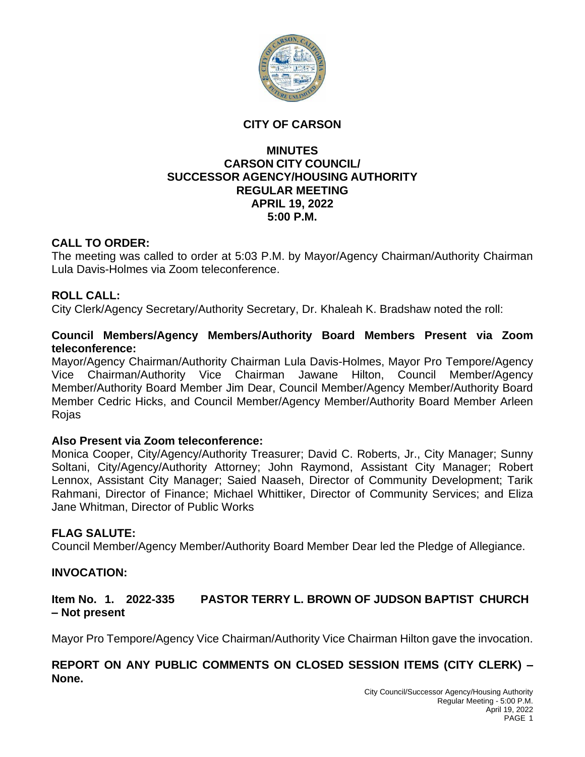# CITY OF CARSON

## MINUTES
## CARSON CITY COUNCIL/
## SUCCESSOR AGENCY/HOUSING AUTHORITY
## REGULAR MEETING
## APRIL 19, 2022
## 5:00 P.M.

**CALL TO ORDER:**
The meeting was called to order at 5:03 P.M. by Mayor/Agency Chairman/Authority Chairman Lula Davis-Holmes via Zoom teleconference.

**ROLL CALL:**
City Clerk/Agency Secretary/Authority Secretary, Dr. Khaleah K. Bradshaw noted the roll:

**Council Members/Agency Members/Authority Board Members Present via Zoom teleconference:**
Mayor/Agency Chairman/Authority Chairman Lula Davis-Holmes, Mayor Pro Tempore/Agency Vice Chairman/Authority Vice Chairman Jawane Hilton, Council Member/Agency Member/Authority Board Member Jim Dear, Council Member/Agency Member/Authority Board Member Cedric Hicks, and Council Member/Agency Member/Authority Board Member Arleen Rojas

**Also Present via Zoom teleconference:**
Monica Cooper, City/Agency/Authority Treasurer; David C. Roberts, Jr., City Manager; Sunny Soltani, City/Agency/Authority Attorney; John Raymond, Assistant City Manager; Robert Lennox, Assistant City Manager; Saied Naaseh, Director of Community Development; Tarik Rahmani, Director of Finance; Michael Whittiker, Director of Community Services; and Eliza Jane Whitman, Director of Public Works

**FLAG SALUTE:**
Council Member/Agency Member/Authority Board Member Dear led the Pledge of Allegiance.

**INVOCATION:**

**Item No. 1. 2022-335 PASTOR TERRY L. BROWN OF JUDSON BAPTIST CHURCH – Not present**

Mayor Pro Tempore/Agency Vice Chairman/Authority Vice Chairman Hilton gave the invocation.

**REPORT ON ANY PUBLIC COMMENTS ON CLOSED SESSION ITEMS (CITY CLERK) – None.**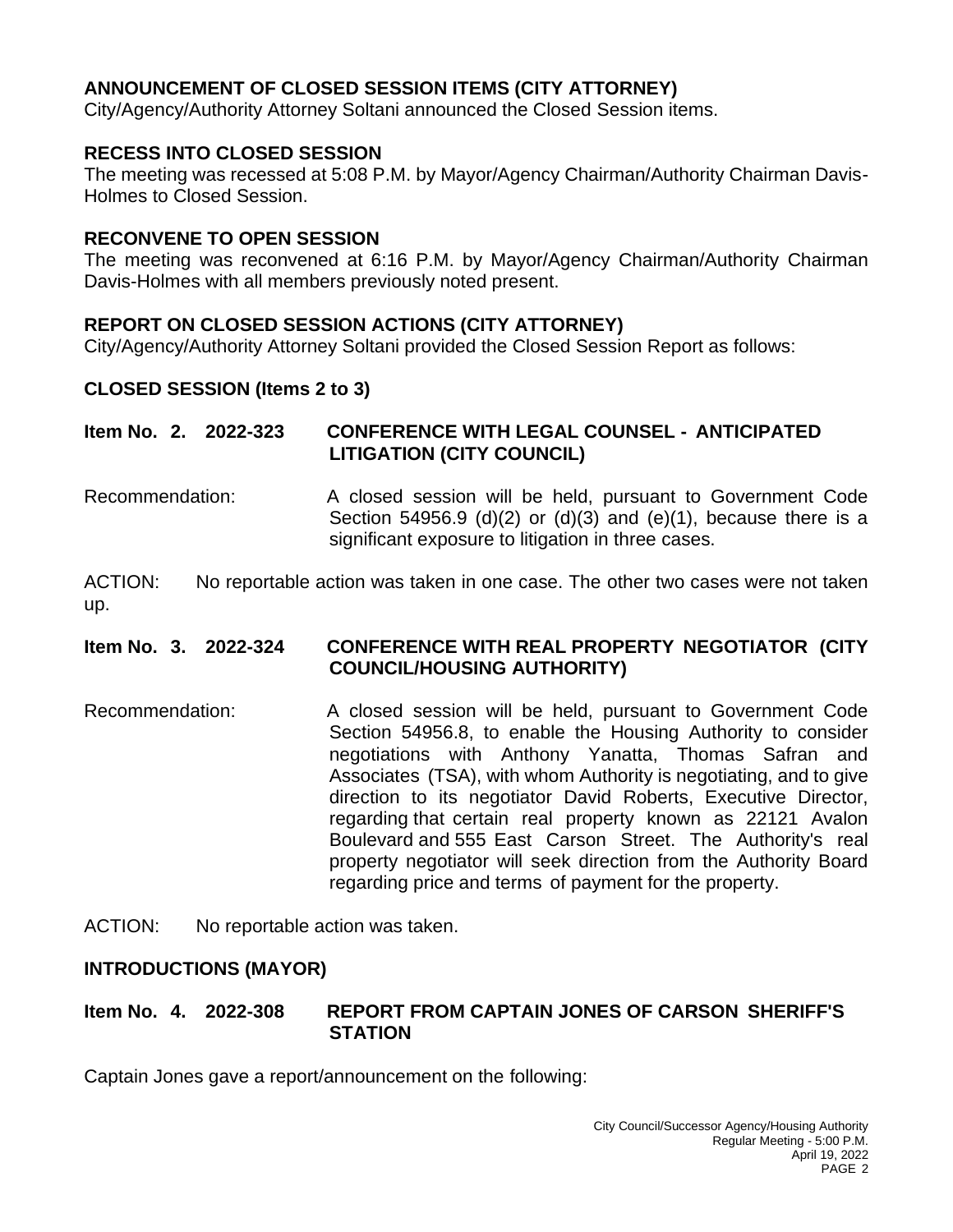## ANNOUNCEMENT OF CLOSED SESSION ITEMS (CITY ATTORNEY)

City/Agency/Authority Attorney Soltani announced the Closed Session items.

## RECESS INTO CLOSED SESSION

The meeting was recessed at 5:08 P.M. by Mayor/Agency Chairman/Authority Chairman Davis-Holmes to Closed Session.

## RECONVENE TO OPEN SESSION

The meeting was reconvened at 6:16 P.M. by Mayor/Agency Chairman/Authority Chairman Davis-Holmes with all members previously noted present.

## REPORT ON CLOSED SESSION ACTIONS (CITY ATTORNEY)

City/Agency/Authority Attorney Soltani provided the Closed Session Report as follows:

## CLOSED SESSION (Items 2 to 3)

### Item No. 2. 2022-323 CONFERENCE WITH LEGAL COUNSEL - ANTICIPATED LITIGATION (CITY COUNCIL)

Recommendation: A closed session will be held, pursuant to Government Code Section 54956.9 (d)(2) or (d)(3) and (e)(1), because there is a significant exposure to litigation in three cases.

ACTION: No reportable action was taken in one case. The other two cases were not taken up.

### Item No. 3. 2022-324 CONFERENCE WITH REAL PROPERTY NEGOTIATOR (CITY COUNCIL/HOUSING AUTHORITY)

Recommendation: A closed session will be held, pursuant to Government Code Section 54956.8, to enable the Housing Authority to consider negotiations with Anthony Yanatta, Thomas Safran and Associates (TSA), with whom Authority is negotiating, and to give direction to its negotiator David Roberts, Executive Director, regarding that certain real property known as 22121 Avalon Boulevard and 555 East Carson Street. The Authority's real property negotiator will seek direction from the Authority Board regarding price and terms of payment for the property.

ACTION: No reportable action was taken.

## INTRODUCTIONS (MAYOR)

### Item No. 4. 2022-308 REPORT FROM CAPTAIN JONES OF CARSON SHERIFF'S STATION

Captain Jones gave a report/announcement on the following: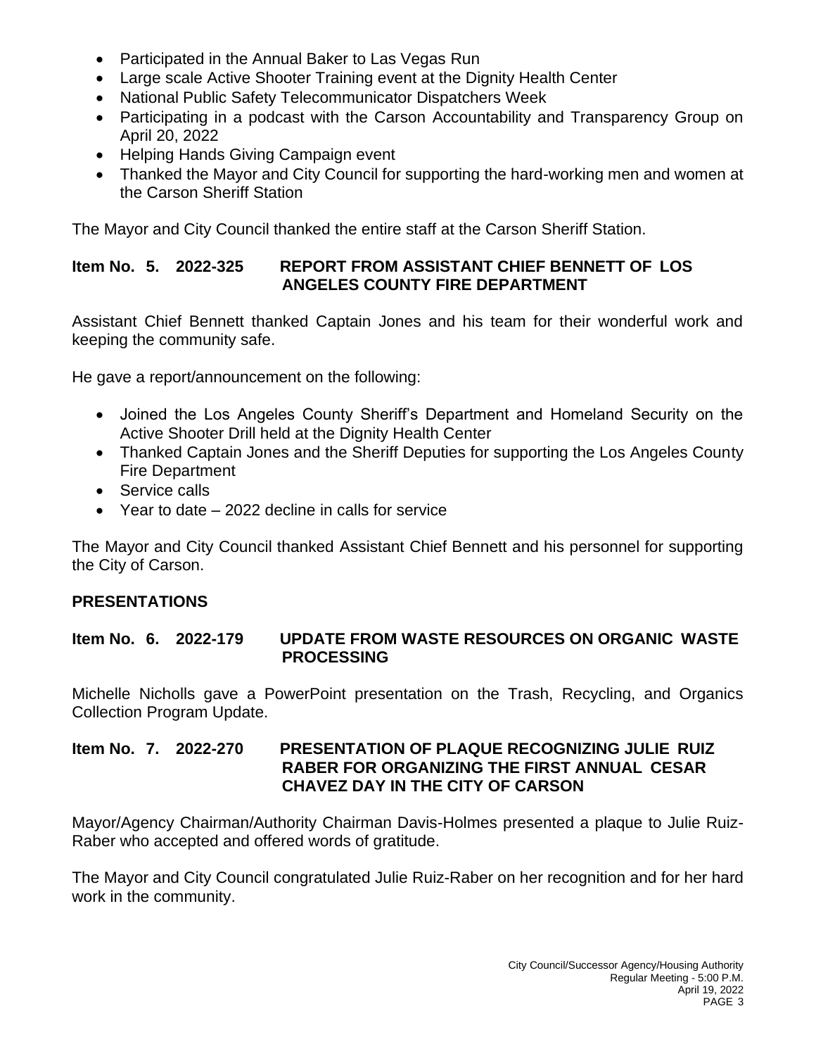- Participated in the Annual Baker to Las Vegas Run
- Large scale Active Shooter Training event at the Dignity Health Center
- National Public Safety Telecommunicator Dispatchers Week
- Participating in a podcast with the Carson Accountability and Transparency Group on April 20, 2022
- Helping Hands Giving Campaign event
- Thanked the Mayor and City Council for supporting the hard-working men and women at the Carson Sheriff Station

The Mayor and City Council thanked the entire staff at the Carson Sheriff Station.

**Item No. 5. 2022-325 REPORT FROM ASSISTANT CHIEF BENNETT OF LOS ANGELES COUNTY FIRE DEPARTMENT**

Assistant Chief Bennett thanked Captain Jones and his team for their wonderful work and keeping the community safe.

He gave a report/announcement on the following:

- Joined the Los Angeles County Sheriff's Department and Homeland Security on the Active Shooter Drill held at the Dignity Health Center
- Thanked Captain Jones and the Sheriff Deputies for supporting the Los Angeles County Fire Department
- Service calls
- Year to date – 2022 decline in calls for service

The Mayor and City Council thanked Assistant Chief Bennett and his personnel for supporting the City of Carson.

## PRESENTATIONS

**Item No. 6. 2022-179 UPDATE FROM WASTE RESOURCES ON ORGANIC WASTE PROCESSING**

Michelle Nicholls gave a PowerPoint presentation on the Trash, Recycling, and Organics Collection Program Update.

**Item No. 7. 2022-270 PRESENTATION OF PLAQUE RECOGNIZING JULIE RUIZ RABER FOR ORGANIZING THE FIRST ANNUAL CESAR CHAVEZ DAY IN THE CITY OF CARSON**

Mayor/Agency Chairman/Authority Chairman Davis-Holmes presented a plaque to Julie Ruiz-Raber who accepted and offered words of gratitude.

The Mayor and City Council congratulated Julie Ruiz-Raber on her recognition and for her hard work in the community.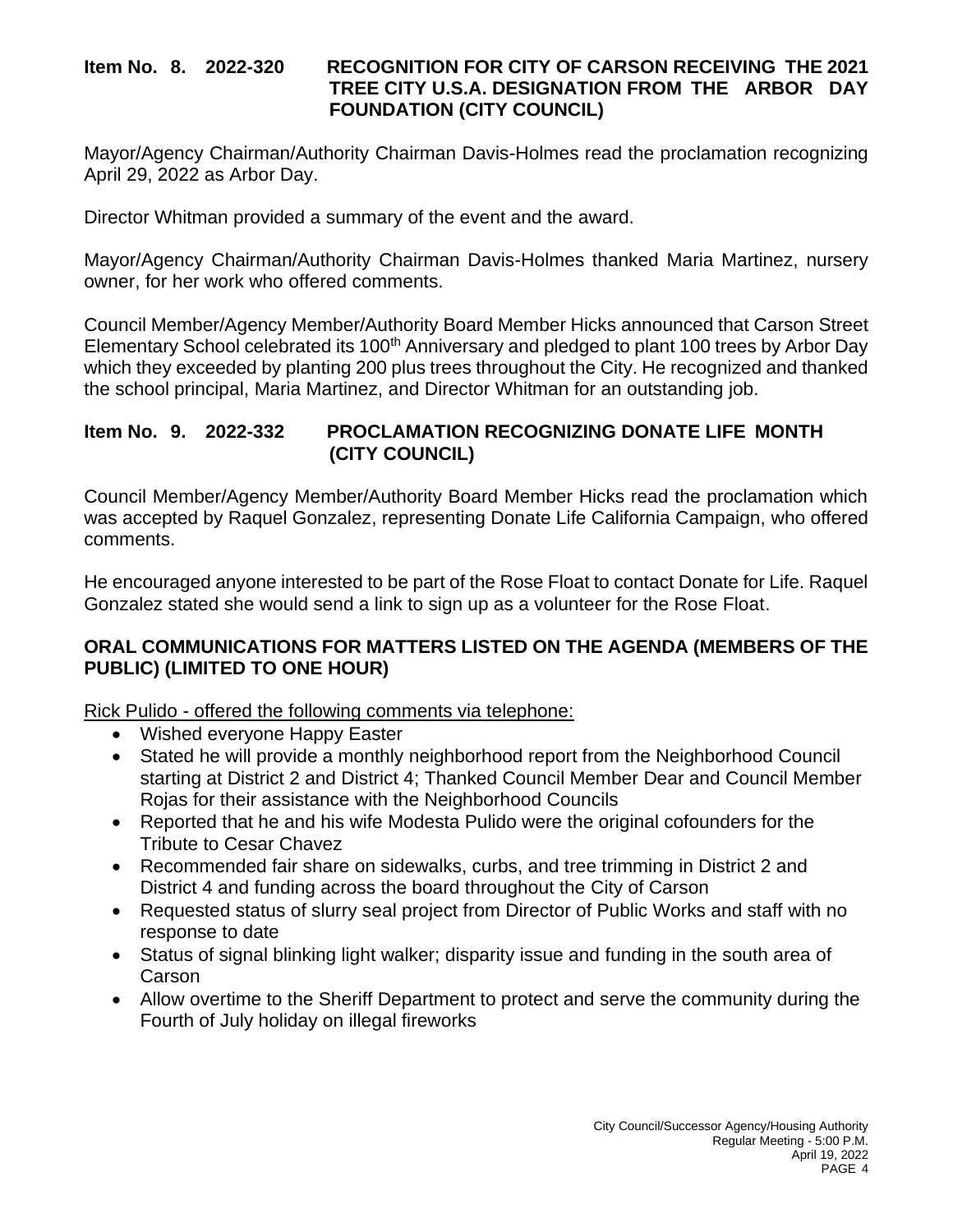**Item No. 8. 2022-320 RECOGNITION FOR CITY OF CARSON RECEIVING THE 2021 TREE CITY U.S.A. DESIGNATION FROM THE ARBOR DAY FOUNDATION (CITY COUNCIL)**

Mayor/Agency Chairman/Authority Chairman Davis-Holmes read the proclamation recognizing April 29, 2022 as Arbor Day.

Director Whitman provided a summary of the event and the award.

Mayor/Agency Chairman/Authority Chairman Davis-Holmes thanked Maria Martinez, nursery owner, for her work who offered comments.

Council Member/Agency Member/Authority Board Member Hicks announced that Carson Street Elementary School celebrated its 100th Anniversary and pledged to plant 100 trees by Arbor Day which they exceeded by planting 200 plus trees throughout the City. He recognized and thanked the school principal, Maria Martinez, and Director Whitman for an outstanding job.

**Item No. 9. 2022-332 PROCLAMATION RECOGNIZING DONATE LIFE MONTH (CITY COUNCIL)**

Council Member/Agency Member/Authority Board Member Hicks read the proclamation which was accepted by Raquel Gonzalez, representing Donate Life California Campaign, who offered comments.

He encouraged anyone interested to be part of the Rose Float to contact Donate for Life. Raquel Gonzalez stated she would send a link to sign up as a volunteer for the Rose Float.

**ORAL COMMUNICATIONS FOR MATTERS LISTED ON THE AGENDA (MEMBERS OF THE PUBLIC) (LIMITED TO ONE HOUR)**

Rick Pulido - offered the following comments via telephone:

- Wished everyone Happy Easter
- Stated he will provide a monthly neighborhood report from the Neighborhood Council starting at District 2 and District 4; Thanked Council Member Dear and Council Member Rojas for their assistance with the Neighborhood Councils
- Reported that he and his wife Modesta Pulido were the original cofounders for the Tribute to Cesar Chavez
- Recommended fair share on sidewalks, curbs, and tree trimming in District 2 and District 4 and funding across the board throughout the City of Carson
- Requested status of slurry seal project from Director of Public Works and staff with no response to date
- Status of signal blinking light walker; disparity issue and funding in the south area of Carson
- Allow overtime to the Sheriff Department to protect and serve the community during the Fourth of July holiday on illegal fireworks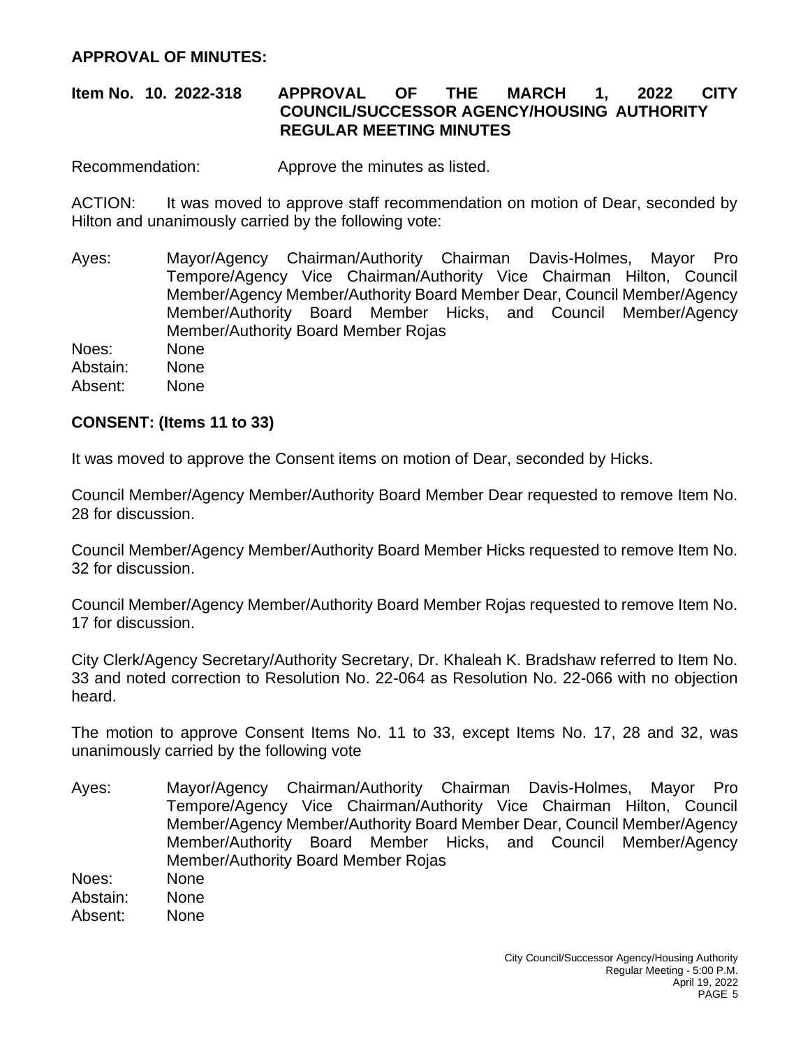**APPROVAL OF MINUTES:**

**Item No. 10. 2022-318 APPROVAL OF THE MARCH 1, 2022 CITY COUNCIL/SUCCESSOR AGENCY/HOUSING AUTHORITY REGULAR MEETING MINUTES**

Recommendation: Approve the minutes as listed.

ACTION: It was moved to approve staff recommendation on motion of Dear, seconded by Hilton and unanimously carried by the following vote:

Ayes: Mayor/Agency Chairman/Authority Chairman Davis-Holmes, Mayor Pro Tempore/Agency Vice Chairman/Authority Vice Chairman Hilton, Council Member/Agency Member/Authority Board Member Dear, Council Member/Agency Member/Authority Board Member Hicks, and Council Member/Agency Member/Authority Board Member Rojas
Noes: None
Abstain: None
Absent: None

**CONSENT: (Items 11 to 33)**

It was moved to approve the Consent items on motion of Dear, seconded by Hicks.

Council Member/Agency Member/Authority Board Member Dear requested to remove Item No. 28 for discussion.

Council Member/Agency Member/Authority Board Member Hicks requested to remove Item No. 32 for discussion.

Council Member/Agency Member/Authority Board Member Rojas requested to remove Item No. 17 for discussion.

City Clerk/Agency Secretary/Authority Secretary, Dr. Khaleah K. Bradshaw referred to Item No. 33 and noted correction to Resolution No. 22-064 as Resolution No. 22-066 with no objection heard.

The motion to approve Consent Items No. 11 to 33, except Items No. 17, 28 and 32, was unanimously carried by the following vote

Ayes: Mayor/Agency Chairman/Authority Chairman Davis-Holmes, Mayor Pro Tempore/Agency Vice Chairman/Authority Vice Chairman Hilton, Council Member/Agency Member/Authority Board Member Dear, Council Member/Agency Member/Authority Board Member Hicks, and Council Member/Agency Member/Authority Board Member Rojas
Noes: None
Abstain: None
Absent: None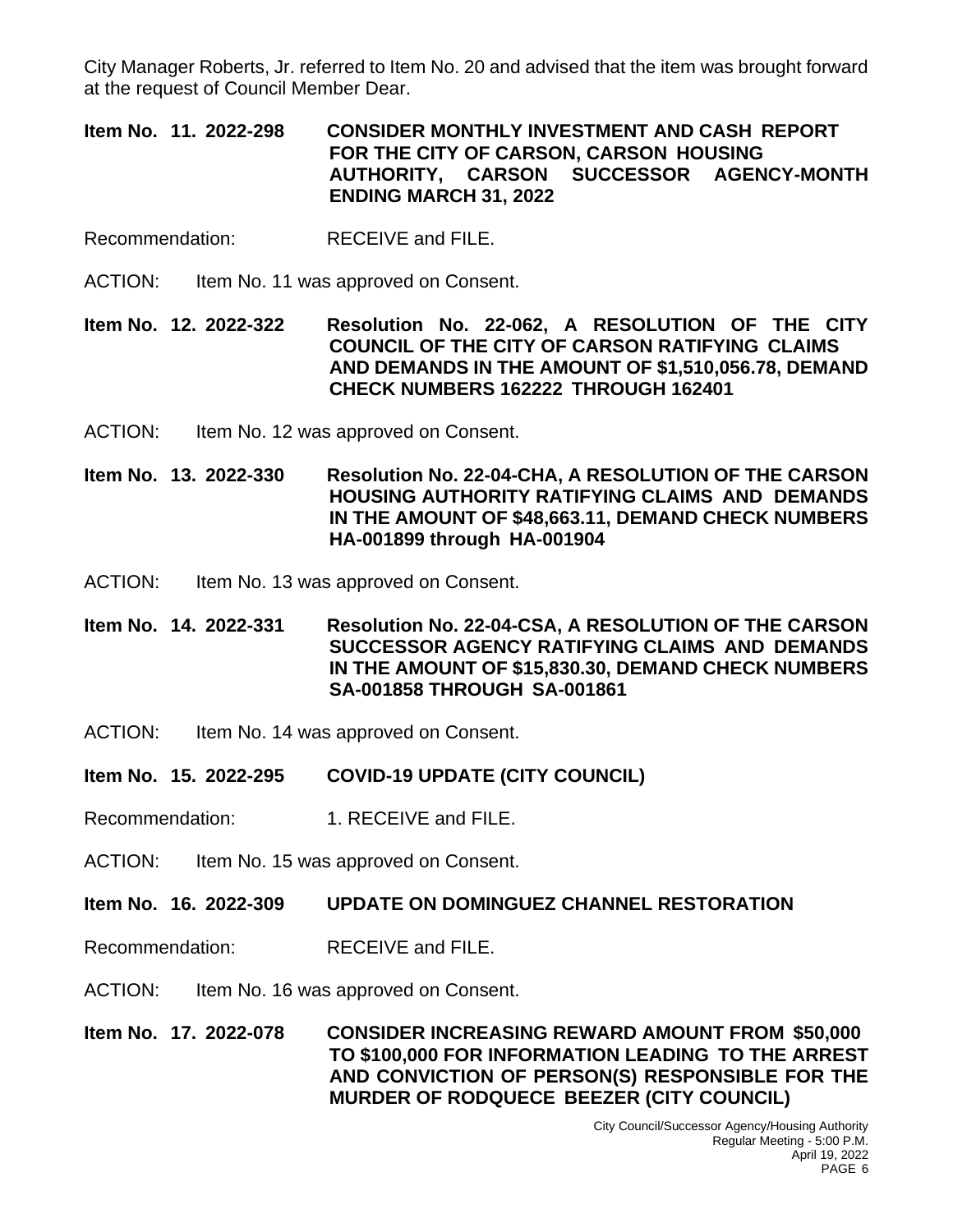City Manager Roberts, Jr. referred to Item No. 20 and advised that the item was brought forward at the request of Council Member Dear.

**Item No. 11. 2022-298 CONSIDER MONTHLY INVESTMENT AND CASH REPORT FOR THE CITY OF CARSON, CARSON HOUSING AUTHORITY, CARSON SUCCESSOR AGENCY-MONTH ENDING MARCH 31, 2022**

Recommendation: RECEIVE and FILE.

ACTION: Item No. 11 was approved on Consent.

**Item No. 12. 2022-322 Resolution No. 22-062, A RESOLUTION OF THE CITY COUNCIL OF THE CITY OF CARSON RATIFYING CLAIMS AND DEMANDS IN THE AMOUNT OF $1,510,056.78, DEMAND CHECK NUMBERS 162222 THROUGH 162401**

ACTION: Item No. 12 was approved on Consent.

**Item No. 13. 2022-330 Resolution No. 22-04-CHA, A RESOLUTION OF THE CARSON HOUSING AUTHORITY RATIFYING CLAIMS AND DEMANDS IN THE AMOUNT OF $48,663.11, DEMAND CHECK NUMBERS HA-001899 through HA-001904**

ACTION: Item No. 13 was approved on Consent.

**Item No. 14. 2022-331 Resolution No. 22-04-CSA, A RESOLUTION OF THE CARSON SUCCESSOR AGENCY RATIFYING CLAIMS AND DEMANDS IN THE AMOUNT OF $15,830.30, DEMAND CHECK NUMBERS SA-001858 THROUGH SA-001861**

ACTION: Item No. 14 was approved on Consent.

**Item No. 15. 2022-295 COVID-19 UPDATE (CITY COUNCIL)**

Recommendation: 1. RECEIVE and FILE.

ACTION: Item No. 15 was approved on Consent.

**Item No. 16. 2022-309 UPDATE ON DOMINGUEZ CHANNEL RESTORATION**

Recommendation: RECEIVE and FILE.

ACTION: Item No. 16 was approved on Consent.

**Item No. 17. 2022-078 CONSIDER INCREASING REWARD AMOUNT FROM $50,000 TO $100,000 FOR INFORMATION LEADING TO THE ARREST AND CONVICTION OF PERSON(S) RESPONSIBLE FOR THE MURDER OF RODQUECE BEEZER (CITY COUNCIL)**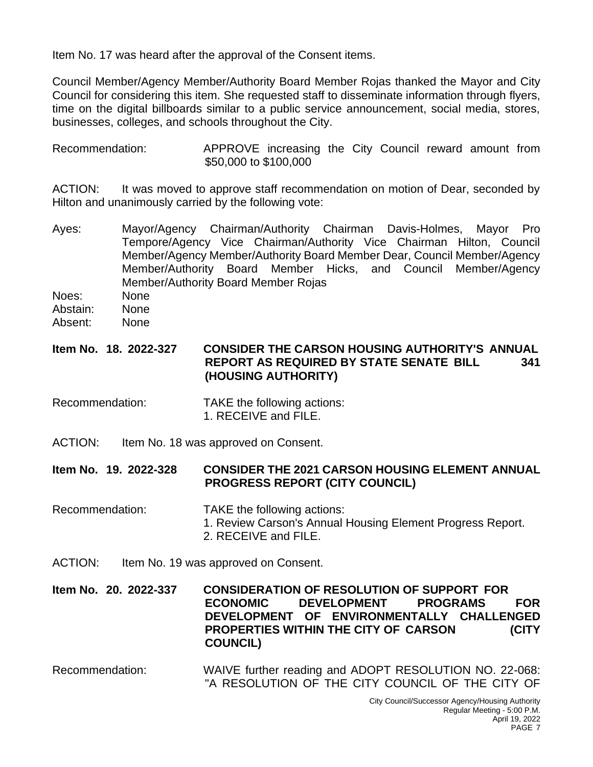Item No. 17 was heard after the approval of the Consent items.

Council Member/Agency Member/Authority Board Member Rojas thanked the Mayor and City Council for considering this item. She requested staff to disseminate information through flyers, time on the digital billboards similar to a public service announcement, social media, stores, businesses, colleges, and schools throughout the City.

Recommendation: APPROVE increasing the City Council reward amount from $50,000 to $100,000

ACTION: It was moved to approve staff recommendation on motion of Dear, seconded by Hilton and unanimously carried by the following vote:

Ayes: Mayor/Agency Chairman/Authority Chairman Davis-Holmes, Mayor Pro Tempore/Agency Vice Chairman/Authority Vice Chairman Hilton, Council Member/Agency Member/Authority Board Member Dear, Council Member/Agency Member/Authority Board Member Hicks, and Council Member/Agency Member/Authority Board Member Rojas
Noes: None
Abstain: None
Absent: None

**Item No. 18. 2022-327 CONSIDER THE CARSON HOUSING AUTHORITY'S ANNUAL REPORT AS REQUIRED BY STATE SENATE BILL 341 (HOUSING AUTHORITY)**

Recommendation: TAKE the following actions:
1. RECEIVE and FILE.

ACTION: Item No. 18 was approved on Consent.

**Item No. 19. 2022-328 CONSIDER THE 2021 CARSON HOUSING ELEMENT ANNUAL PROGRESS REPORT (CITY COUNCIL)**

Recommendation: TAKE the following actions:
1. Review Carson's Annual Housing Element Progress Report.
2. RECEIVE and FILE.

ACTION: Item No. 19 was approved on Consent.

**Item No. 20. 2022-337 CONSIDERATION OF RESOLUTION OF SUPPORT FOR ECONOMIC DEVELOPMENT PROGRAMS FOR DEVELOPMENT OF ENVIRONMENTALLY CHALLENGED PROPERTIES WITHIN THE CITY OF CARSON (CITY COUNCIL)**

Recommendation: WAIVE further reading and ADOPT RESOLUTION NO. 22-068: "A RESOLUTION OF THE CITY COUNCIL OF THE CITY OF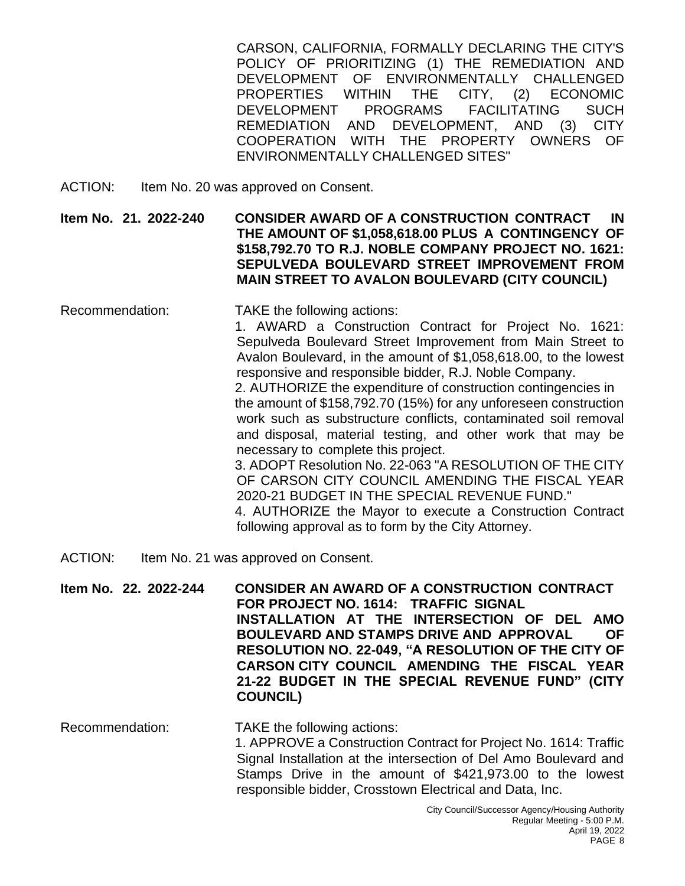CARSON, CALIFORNIA, FORMALLY DECLARING THE CITY'S POLICY OF PRIORITIZING (1) THE REMEDIATION AND DEVELOPMENT OF ENVIRONMENTALLY CHALLENGED PROPERTIES WITHIN THE CITY, (2) ECONOMIC DEVELOPMENT PROGRAMS FACILITATING SUCH REMEDIATION AND DEVELOPMENT, AND (3) CITY COOPERATION WITH THE PROPERTY OWNERS OF ENVIRONMENTALLY CHALLENGED SITES"

ACTION: Item No. 20 was approved on Consent.

**Item No. 21. 2022-240 CONSIDER AWARD OF A CONSTRUCTION CONTRACT IN THE AMOUNT OF $1,058,618.00 PLUS A CONTINGENCY OF $158,792.70 TO R.J. NOBLE COMPANY PROJECT NO. 1621: SEPULVEDA BOULEVARD STREET IMPROVEMENT FROM MAIN STREET TO AVALON BOULEVARD (CITY COUNCIL)**

Recommendation: TAKE the following actions:

1. AWARD a Construction Contract for Project No. 1621: Sepulveda Boulevard Street Improvement from Main Street to Avalon Boulevard, in the amount of $1,058,618.00, to the lowest responsive and responsible bidder, R.J. Noble Company.
2. AUTHORIZE the expenditure of construction contingencies in the amount of $158,792.70 (15%) for any unforeseen construction work such as substructure conflicts, contaminated soil removal and disposal, material testing, and other work that may be necessary to complete this project.
3. ADOPT Resolution No. 22-063 "A RESOLUTION OF THE CITY OF CARSON CITY COUNCIL AMENDING THE FISCAL YEAR 2020-21 BUDGET IN THE SPECIAL REVENUE FUND."
4. AUTHORIZE the Mayor to execute a Construction Contract following approval as to form by the City Attorney.

ACTION: Item No. 21 was approved on Consent.

**Item No. 22. 2022-244 CONSIDER AN AWARD OF A CONSTRUCTION CONTRACT FOR PROJECT NO. 1614: TRAFFIC SIGNAL INSTALLATION AT THE INTERSECTION OF DEL AMO BOULEVARD AND STAMPS DRIVE AND APPROVAL OF RESOLUTION NO. 22-049, "A RESOLUTION OF THE CITY OF CARSON CITY COUNCIL AMENDING THE FISCAL YEAR 21-22 BUDGET IN THE SPECIAL REVENUE FUND" (CITY COUNCIL)**

Recommendation: TAKE the following actions:

1. APPROVE a Construction Contract for Project No. 1614: Traffic Signal Installation at the intersection of Del Amo Boulevard and Stamps Drive in the amount of $421,973.00 to the lowest responsible bidder, Crosstown Electrical and Data, Inc.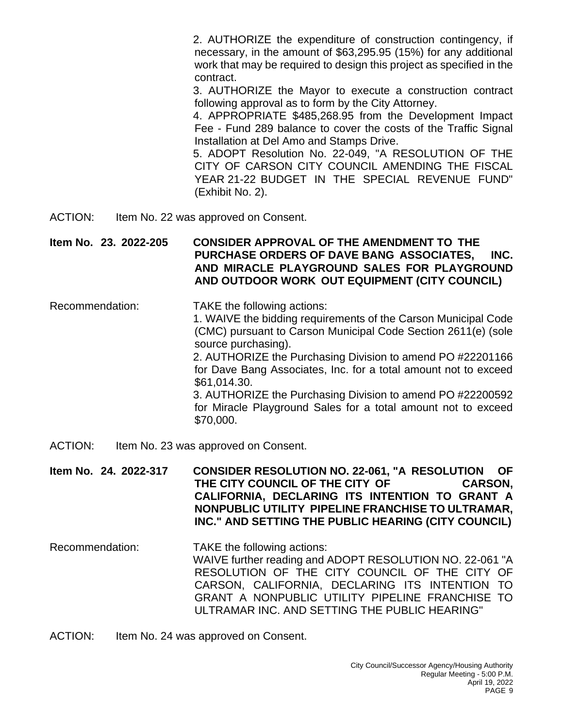2. AUTHORIZE the expenditure of construction contingency, if necessary, in the amount of $63,295.95 (15%) for any additional work that may be required to design this project as specified in the contract.

3. AUTHORIZE the Mayor to execute a construction contract following approval as to form by the City Attorney.

4. APPROPRIATE $485,268.95 from the Development Impact Fee - Fund 289 balance to cover the costs of the Traffic Signal Installation at Del Amo and Stamps Drive.

5. ADOPT Resolution No. 22-049, "A RESOLUTION OF THE CITY OF CARSON CITY COUNCIL AMENDING THE FISCAL YEAR 21-22 BUDGET IN THE SPECIAL REVENUE FUND" (Exhibit No. 2).

ACTION: Item No. 22 was approved on Consent.

**Item No. 23. 2022-205 CONSIDER APPROVAL OF THE AMENDMENT TO THE PURCHASE ORDERS OF DAVE BANG ASSOCIATES, INC. AND MIRACLE PLAYGROUND SALES FOR PLAYGROUND AND OUTDOOR WORK OUT EQUIPMENT (CITY COUNCIL)**

Recommendation: TAKE the following actions:

1. WAIVE the bidding requirements of the Carson Municipal Code (CMC) pursuant to Carson Municipal Code Section 2611(e) (sole source purchasing).

2. AUTHORIZE the Purchasing Division to amend PO #22201166 for Dave Bang Associates, Inc. for a total amount not to exceed $61,014.30.

3. AUTHORIZE the Purchasing Division to amend PO #22200592 for Miracle Playground Sales for a total amount not to exceed $70,000.

ACTION: Item No. 23 was approved on Consent.

**Item No. 24. 2022-317 CONSIDER RESOLUTION NO. 22-061, "A RESOLUTION OF THE CITY COUNCIL OF THE CITY OF CARSON, CALIFORNIA, DECLARING ITS INTENTION TO GRANT A NONPUBLIC UTILITY PIPELINE FRANCHISE TO ULTRAMAR, INC." AND SETTING THE PUBLIC HEARING (CITY COUNCIL)**

Recommendation: TAKE the following actions:

WAIVE further reading and ADOPT RESOLUTION NO. 22-061 "A RESOLUTION OF THE CITY COUNCIL OF THE CITY OF CARSON, CALIFORNIA, DECLARING ITS INTENTION TO GRANT A NONPUBLIC UTILITY PIPELINE FRANCHISE TO ULTRAMAR INC. AND SETTING THE PUBLIC HEARING"

ACTION: Item No. 24 was approved on Consent.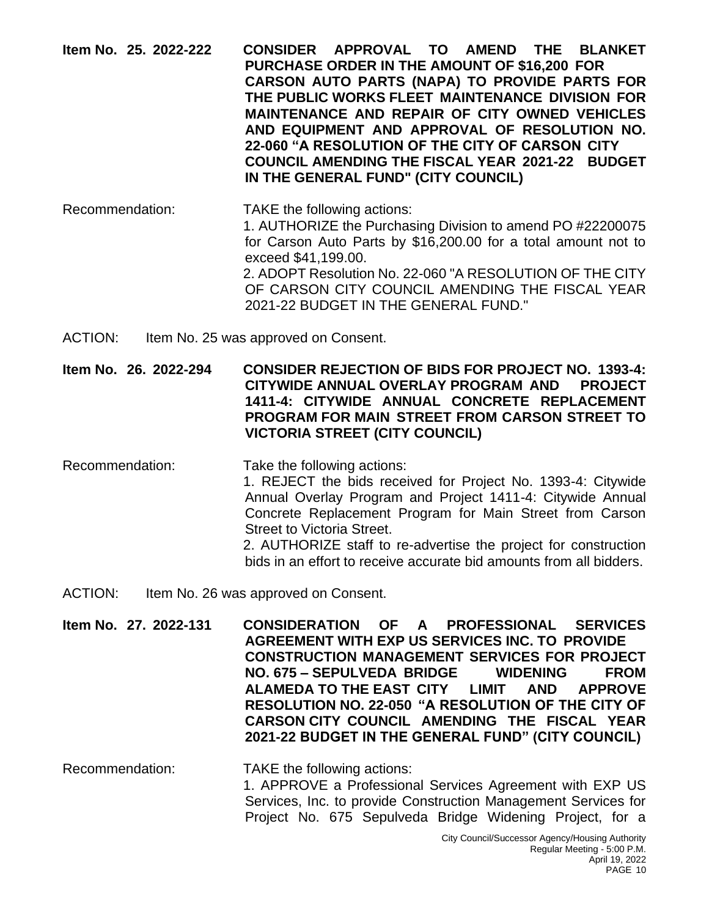**Item No. 25. 2022-222 CONSIDER APPROVAL TO AMEND THE BLANKET PURCHASE ORDER IN THE AMOUNT OF $16,200 FOR CARSON AUTO PARTS (NAPA) TO PROVIDE PARTS FOR THE PUBLIC WORKS FLEET MAINTENANCE DIVISION FOR MAINTENANCE AND REPAIR OF CITY OWNED VEHICLES AND EQUIPMENT AND APPROVAL OF RESOLUTION NO. 22-060 "A RESOLUTION OF THE CITY OF CARSON CITY COUNCIL AMENDING THE FISCAL YEAR 2021-22 BUDGET IN THE GENERAL FUND" (CITY COUNCIL)**

Recommendation: TAKE the following actions:

1. AUTHORIZE the Purchasing Division to amend PO #22200075 for Carson Auto Parts by $16,200.00 for a total amount not to exceed $41,199.00.
2. ADOPT Resolution No. 22-060 "A RESOLUTION OF THE CITY OF CARSON CITY COUNCIL AMENDING THE FISCAL YEAR 2021-22 BUDGET IN THE GENERAL FUND."

ACTION: Item No. 25 was approved on Consent.

**Item No. 26. 2022-294 CONSIDER REJECTION OF BIDS FOR PROJECT NO. 1393-4: CITYWIDE ANNUAL OVERLAY PROGRAM AND PROJECT 1411-4: CITYWIDE ANNUAL CONCRETE REPLACEMENT PROGRAM FOR MAIN STREET FROM CARSON STREET TO VICTORIA STREET (CITY COUNCIL)**

Recommendation: Take the following actions:

1. REJECT the bids received for Project No. 1393-4: Citywide Annual Overlay Program and Project 1411-4: Citywide Annual Concrete Replacement Program for Main Street from Carson Street to Victoria Street.
2. AUTHORIZE staff to re-advertise the project for construction bids in an effort to receive accurate bid amounts from all bidders.

ACTION: Item No. 26 was approved on Consent.

**Item No. 27. 2022-131 CONSIDERATION OF A PROFESSIONAL SERVICES AGREEMENT WITH EXP US SERVICES INC. TO PROVIDE CONSTRUCTION MANAGEMENT SERVICES FOR PROJECT NO. 675 – SEPULVEDA BRIDGE WIDENING FROM ALAMEDA TO THE EAST CITY LIMIT AND APPROVE RESOLUTION NO. 22-050 "A RESOLUTION OF THE CITY OF CARSON CITY COUNCIL AMENDING THE FISCAL YEAR 2021-22 BUDGET IN THE GENERAL FUND" (CITY COUNCIL)**

Recommendation: TAKE the following actions:

1. APPROVE a Professional Services Agreement with EXP US Services, Inc. to provide Construction Management Services for Project No. 675 Sepulveda Bridge Widening Project, for a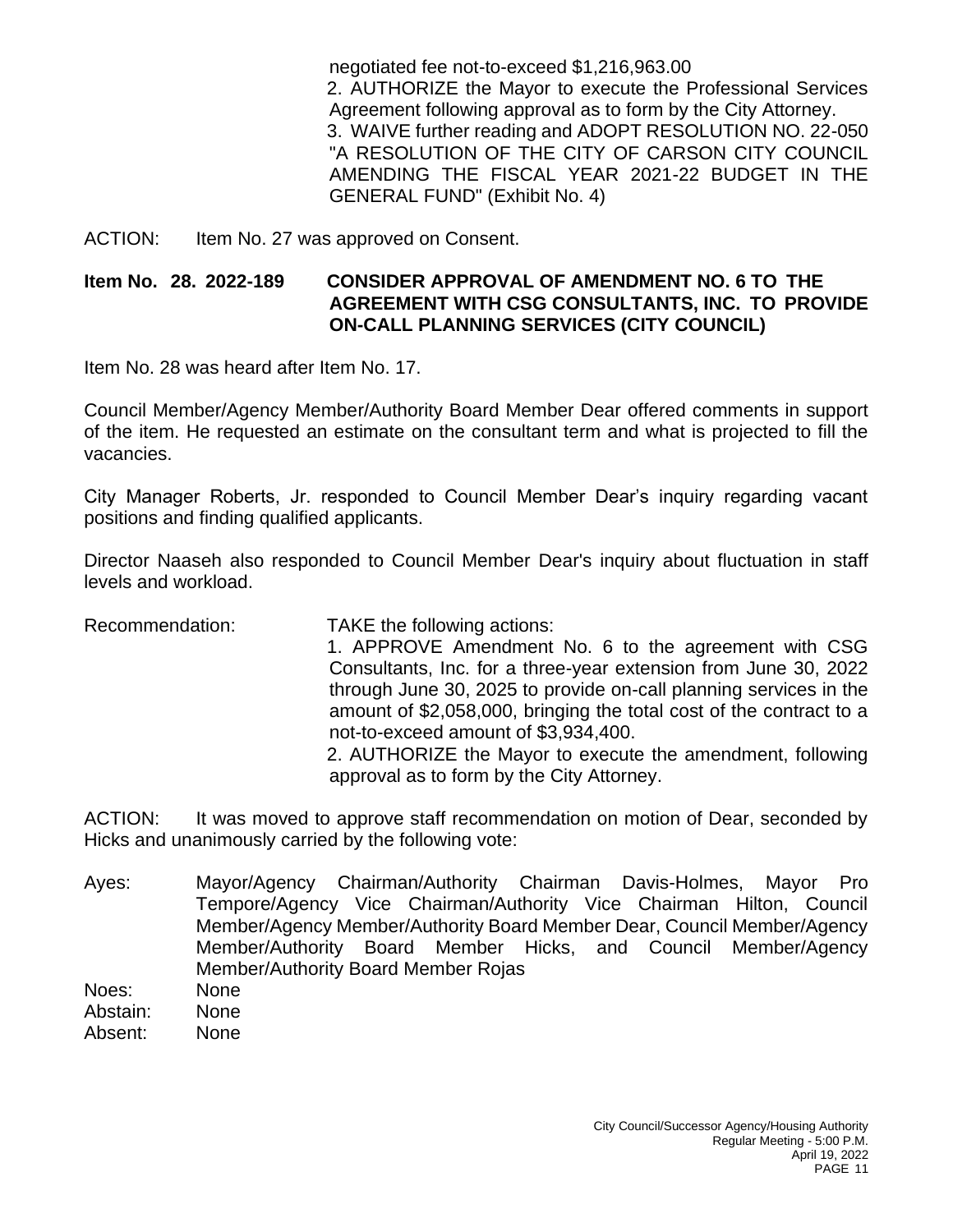negotiated fee not-to-exceed $1,216,963.00

2. AUTHORIZE the Mayor to execute the Professional Services Agreement following approval as to form by the City Attorney.

3. WAIVE further reading and ADOPT RESOLUTION NO. 22-050 "A RESOLUTION OF THE CITY OF CARSON CITY COUNCIL AMENDING THE FISCAL YEAR 2021-22 BUDGET IN THE GENERAL FUND" (Exhibit No. 4)

ACTION: Item No. 27 was approved on Consent.

**Item No. 28. 2022-189 CONSIDER APPROVAL OF AMENDMENT NO. 6 TO THE AGREEMENT WITH CSG CONSULTANTS, INC. TO PROVIDE ON-CALL PLANNING SERVICES (CITY COUNCIL)**

Item No. 28 was heard after Item No. 17.

Council Member/Agency Member/Authority Board Member Dear offered comments in support of the item. He requested an estimate on the consultant term and what is projected to fill the vacancies.

City Manager Roberts, Jr. responded to Council Member Dear's inquiry regarding vacant positions and finding qualified applicants.

Director Naaseh also responded to Council Member Dear's inquiry about fluctuation in staff levels and workload.

Recommendation: TAKE the following actions:

1. APPROVE Amendment No. 6 to the agreement with CSG Consultants, Inc. for a three-year extension from June 30, 2022 through June 30, 2025 to provide on-call planning services in the amount of $2,058,000, bringing the total cost of the contract to a not-to-exceed amount of $3,934,400.

2. AUTHORIZE the Mayor to execute the amendment, following approval as to form by the City Attorney.

ACTION: It was moved to approve staff recommendation on motion of Dear, seconded by Hicks and unanimously carried by the following vote:

Ayes: Mayor/Agency Chairman/Authority Chairman Davis-Holmes, Mayor Pro Tempore/Agency Vice Chairman/Authority Vice Chairman Hilton, Council Member/Agency Member/Authority Board Member Dear, Council Member/Agency Member/Authority Board Member Hicks, and Council Member/Agency Member/Authority Board Member Rojas

Noes: None

Abstain: None

Absent: None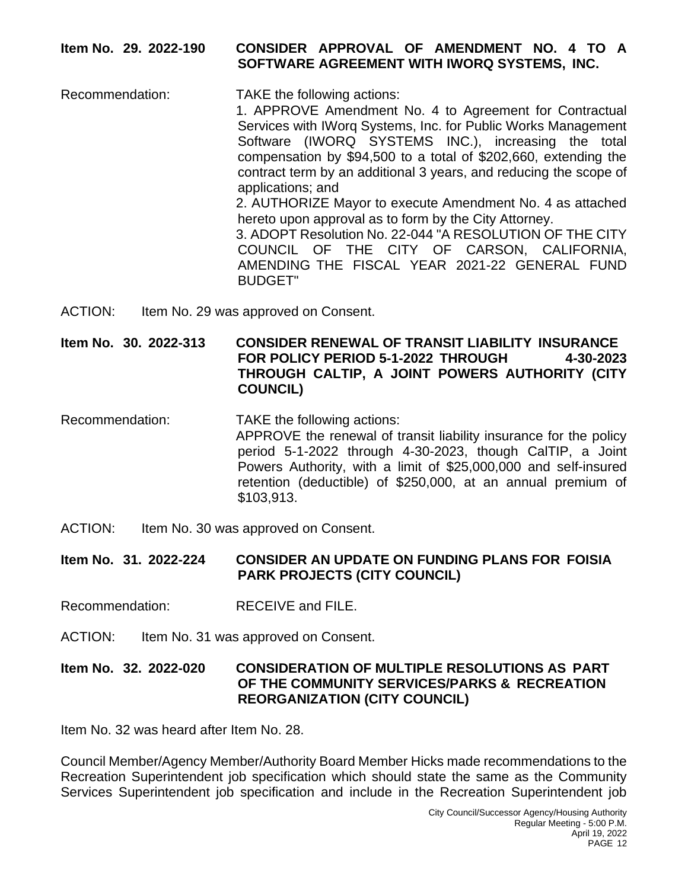**Item No. 29. 2022-190 CONSIDER APPROVAL OF AMENDMENT NO. 4 TO A SOFTWARE AGREEMENT WITH IWORQ SYSTEMS, INC.**

Recommendation: TAKE the following actions:

1. APPROVE Amendment No. 4 to Agreement for Contractual Services with IWorq Systems, Inc. for Public Works Management Software (IWORQ SYSTEMS INC.), increasing the total compensation by $94,500 to a total of $202,660, extending the contract term by an additional 3 years, and reducing the scope of applications; and
2. AUTHORIZE Mayor to execute Amendment No. 4 as attached hereto upon approval as to form by the City Attorney.
3. ADOPT Resolution No. 22-044 "A RESOLUTION OF THE CITY COUNCIL OF THE CITY OF CARSON, CALIFORNIA, AMENDING THE FISCAL YEAR 2021-22 GENERAL FUND BUDGET"

ACTION: Item No. 29 was approved on Consent.

**Item No. 30. 2022-313 CONSIDER RENEWAL OF TRANSIT LIABILITY INSURANCE FOR POLICY PERIOD 5-1-2022 THROUGH 4-30-2023 THROUGH CALTIP, A JOINT POWERS AUTHORITY (CITY COUNCIL)**

Recommendation: TAKE the following actions:
APPROVE the renewal of transit liability insurance for the policy period 5-1-2022 through 4-30-2023, though CalTIP, a Joint Powers Authority, with a limit of $25,000,000 and self-insured retention (deductible) of $250,000, at an annual premium of $103,913.

ACTION: Item No. 30 was approved on Consent.

**Item No. 31. 2022-224 CONSIDER AN UPDATE ON FUNDING PLANS FOR FOISIA PARK PROJECTS (CITY COUNCIL)**

Recommendation: RECEIVE and FILE.

ACTION: Item No. 31 was approved on Consent.

**Item No. 32. 2022-020 CONSIDERATION OF MULTIPLE RESOLUTIONS AS PART OF THE COMMUNITY SERVICES/PARKS & RECREATION REORGANIZATION (CITY COUNCIL)**

Item No. 32 was heard after Item No. 28.

Council Member/Agency Member/Authority Board Member Hicks made recommendations to the Recreation Superintendent job specification which should state the same as the Community Services Superintendent job specification and include in the Recreation Superintendent job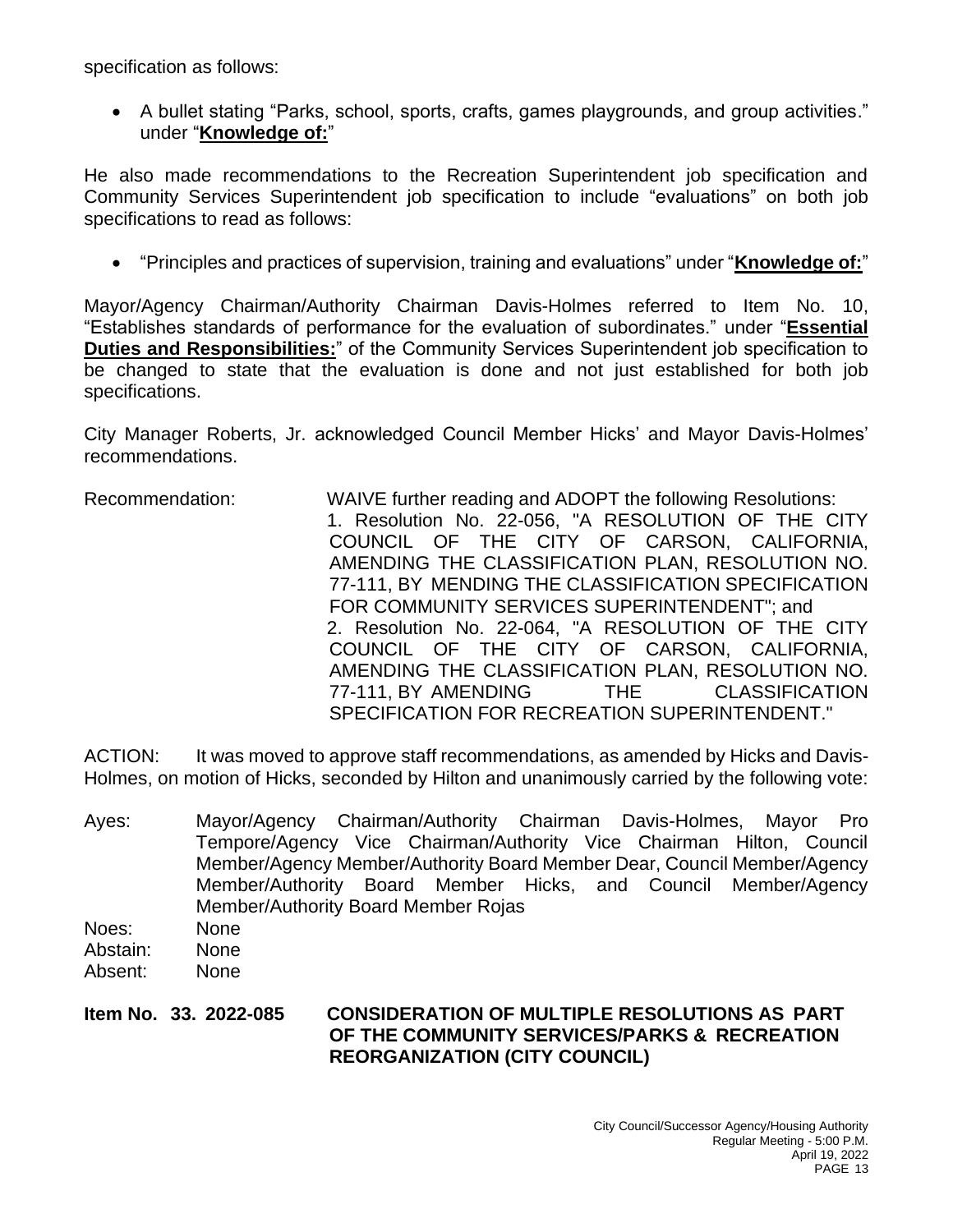specification as follows:

- A bullet stating "Parks, school, sports, crafts, games playgrounds, and group activities." under "**Knowledge of:**"

He also made recommendations to the Recreation Superintendent job specification and Community Services Superintendent job specification to include "evaluations" on both job specifications to read as follows:

- "Principles and practices of supervision, training and evaluations" under "**Knowledge of:**"

Mayor/Agency Chairman/Authority Chairman Davis-Holmes referred to Item No. 10, "Establishes standards of performance for the evaluation of subordinates." under "**Essential Duties and Responsibilities:**" of the Community Services Superintendent job specification to be changed to state that the evaluation is done and not just established for both job specifications.

City Manager Roberts, Jr. acknowledged Council Member Hicks' and Mayor Davis-Holmes' recommendations.

Recommendation: WAIVE further reading and ADOPT the following Resolutions:
1. Resolution No. 22-056, "A RESOLUTION OF THE CITY COUNCIL OF THE CITY OF CARSON, CALIFORNIA, AMENDING THE CLASSIFICATION PLAN, RESOLUTION NO. 77-111, BY MENDING THE CLASSIFICATION SPECIFICATION FOR COMMUNITY SERVICES SUPERINTENDENT"; and
2. Resolution No. 22-064, "A RESOLUTION OF THE CITY COUNCIL OF THE CITY OF CARSON, CALIFORNIA, AMENDING THE CLASSIFICATION PLAN, RESOLUTION NO. 77-111, BY AMENDING THE CLASSIFICATION SPECIFICATION FOR RECREATION SUPERINTENDENT."

ACTION: It was moved to approve staff recommendations, as amended by Hicks and Davis-Holmes, on motion of Hicks, seconded by Hilton and unanimously carried by the following vote:

Ayes: Mayor/Agency Chairman/Authority Chairman Davis-Holmes, Mayor Pro Tempore/Agency Vice Chairman/Authority Vice Chairman Hilton, Council Member/Agency Member/Authority Board Member Dear, Council Member/Agency Member/Authority Board Member Hicks, and Council Member/Agency Member/Authority Board Member Rojas
Noes: None
Abstain: None
Absent: None

**Item No. 33. 2022-085 CONSIDERATION OF MULTIPLE RESOLUTIONS AS PART OF THE COMMUNITY SERVICES/PARKS & RECREATION REORGANIZATION (CITY COUNCIL)**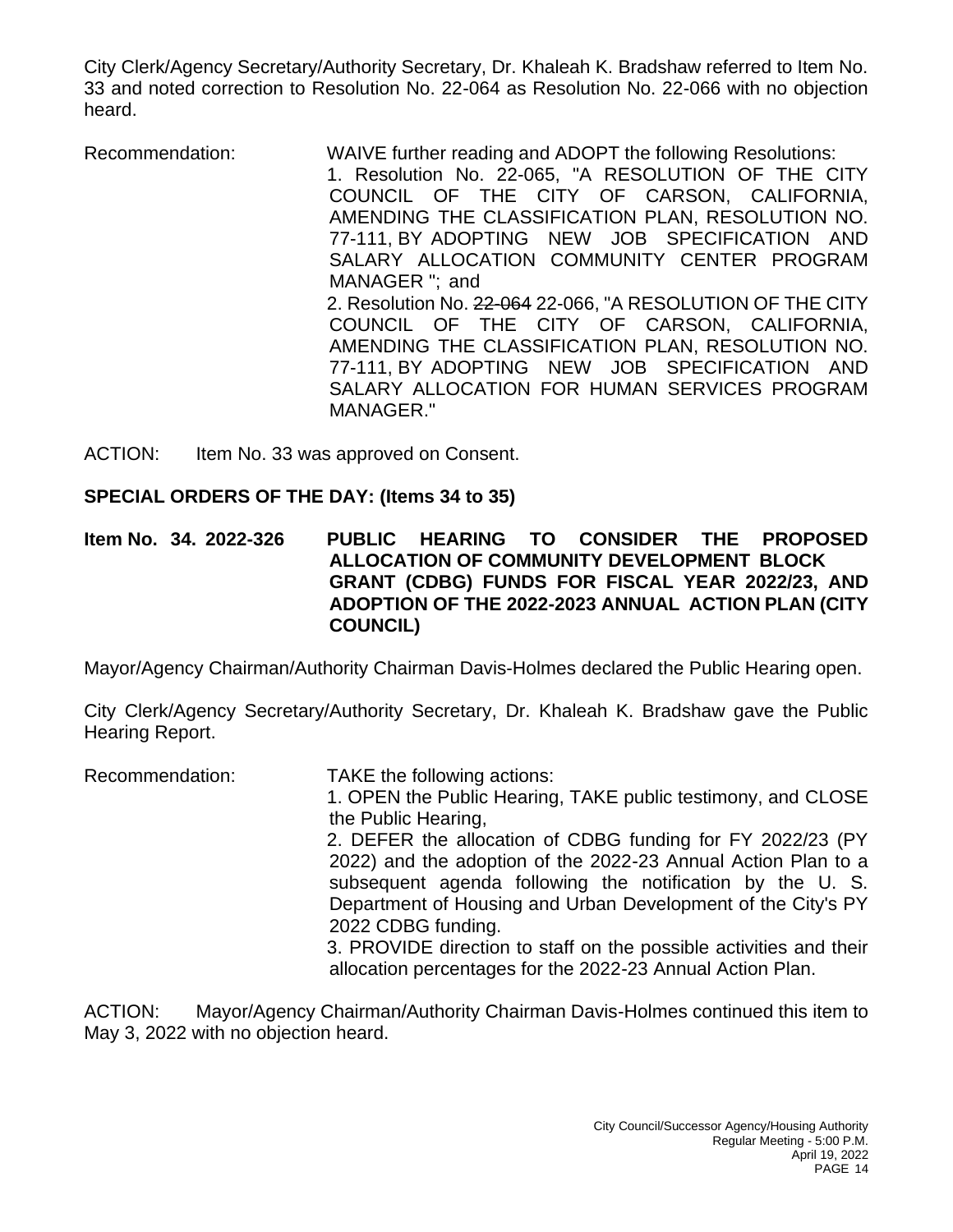City Clerk/Agency Secretary/Authority Secretary, Dr. Khaleah K. Bradshaw referred to Item No. 33 and noted correction to Resolution No. 22-064 as Resolution No. 22-066 with no objection heard.

Recommendation: WAIVE further reading and ADOPT the following Resolutions:

1. Resolution No. 22-065, "A RESOLUTION OF THE CITY COUNCIL OF THE CITY OF CARSON, CALIFORNIA, AMENDING THE CLASSIFICATION PLAN, RESOLUTION NO. 77-111, BY ADOPTING NEW JOB SPECIFICATION AND SALARY ALLOCATION COMMUNITY CENTER PROGRAM MANAGER "; and
2. Resolution No. ~~22-064~~ 22-066, "A RESOLUTION OF THE CITY COUNCIL OF THE CITY OF CARSON, CALIFORNIA, AMENDING THE CLASSIFICATION PLAN, RESOLUTION NO. 77-111, BY ADOPTING NEW JOB SPECIFICATION AND SALARY ALLOCATION FOR HUMAN SERVICES PROGRAM MANAGER."

ACTION: Item No. 33 was approved on Consent.

**SPECIAL ORDERS OF THE DAY: (Items 34 to 35)**

**Item No. 34. 2022-326 PUBLIC HEARING TO CONSIDER THE PROPOSED ALLOCATION OF COMMUNITY DEVELOPMENT BLOCK GRANT (CDBG) FUNDS FOR FISCAL YEAR 2022/23, AND ADOPTION OF THE 2022-2023 ANNUAL ACTION PLAN (CITY COUNCIL)**

Mayor/Agency Chairman/Authority Chairman Davis-Holmes declared the Public Hearing open.

City Clerk/Agency Secretary/Authority Secretary, Dr. Khaleah K. Bradshaw gave the Public Hearing Report.

Recommendation: TAKE the following actions:

1. OPEN the Public Hearing, TAKE public testimony, and CLOSE the Public Hearing,
2. DEFER the allocation of CDBG funding for FY 2022/23 (PY 2022) and the adoption of the 2022-23 Annual Action Plan to a subsequent agenda following the notification by the U. S. Department of Housing and Urban Development of the City's PY 2022 CDBG funding.
3. PROVIDE direction to staff on the possible activities and their allocation percentages for the 2022-23 Annual Action Plan.

ACTION: Mayor/Agency Chairman/Authority Chairman Davis-Holmes continued this item to May 3, 2022 with no objection heard.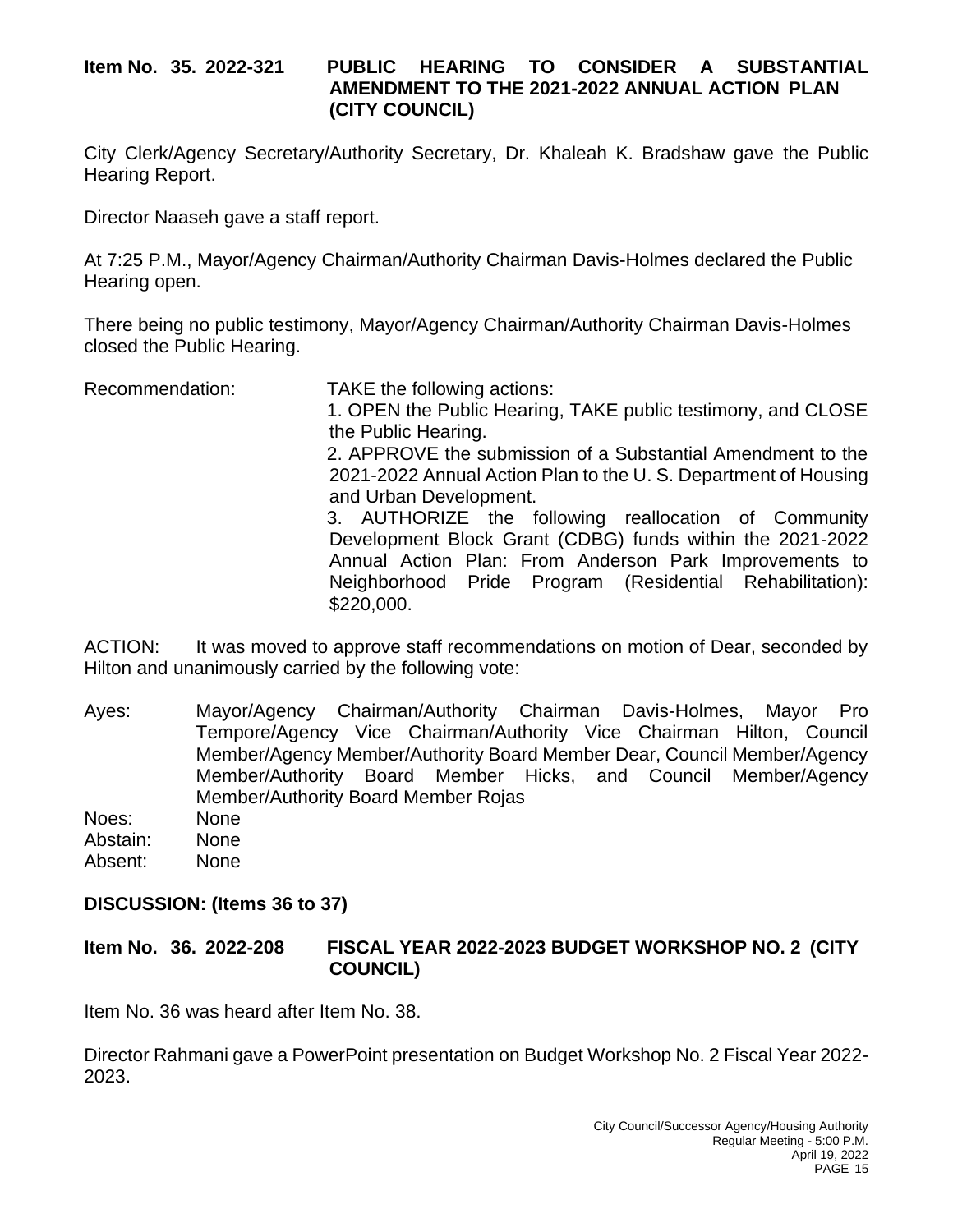**Item No. 35. 2022-321 PUBLIC HEARING TO CONSIDER A SUBSTANTIAL AMENDMENT TO THE 2021-2022 ANNUAL ACTION PLAN (CITY COUNCIL)**

City Clerk/Agency Secretary/Authority Secretary, Dr. Khaleah K. Bradshaw gave the Public Hearing Report.

Director Naaseh gave a staff report.

At 7:25 P.M., Mayor/Agency Chairman/Authority Chairman Davis-Holmes declared the Public Hearing open.

There being no public testimony, Mayor/Agency Chairman/Authority Chairman Davis-Holmes closed the Public Hearing.

Recommendation: TAKE the following actions:

1. OPEN the Public Hearing, TAKE public testimony, and CLOSE the Public Hearing.
2. APPROVE the submission of a Substantial Amendment to the 2021-2022 Annual Action Plan to the U. S. Department of Housing and Urban Development.
3. AUTHORIZE the following reallocation of Community Development Block Grant (CDBG) funds within the 2021-2022 Annual Action Plan: From Anderson Park Improvements to Neighborhood Pride Program (Residential Rehabilitation): $220,000.

ACTION: It was moved to approve staff recommendations on motion of Dear, seconded by Hilton and unanimously carried by the following vote:

Ayes: Mayor/Agency Chairman/Authority Chairman Davis-Holmes, Mayor Pro Tempore/Agency Vice Chairman/Authority Vice Chairman Hilton, Council Member/Agency Member/Authority Board Member Dear, Council Member/Agency Member/Authority Board Member Hicks, and Council Member/Agency Member/Authority Board Member Rojas
Noes: None
Abstain: None
Absent: None

**DISCUSSION: (Items 36 to 37)**

**Item No. 36. 2022-208 FISCAL YEAR 2022-2023 BUDGET WORKSHOP NO. 2 (CITY COUNCIL)**

Item No. 36 was heard after Item No. 38.

Director Rahmani gave a PowerPoint presentation on Budget Workshop No. 2 Fiscal Year 2022-2023.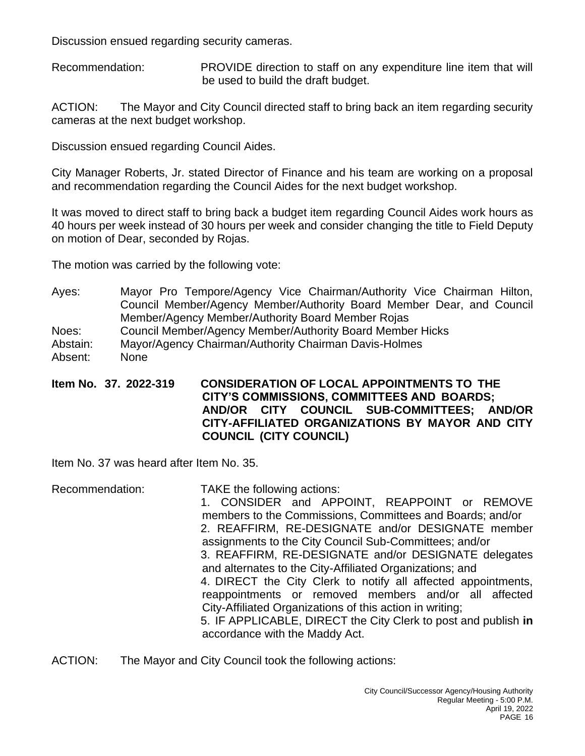Discussion ensued regarding security cameras.

Recommendation: PROVIDE direction to staff on any expenditure line item that will be used to build the draft budget.

ACTION: The Mayor and City Council directed staff to bring back an item regarding security cameras at the next budget workshop.

Discussion ensued regarding Council Aides.

City Manager Roberts, Jr. stated Director of Finance and his team are working on a proposal and recommendation regarding the Council Aides for the next budget workshop.

It was moved to direct staff to bring back a budget item regarding Council Aides work hours as 40 hours per week instead of 30 hours per week and consider changing the title to Field Deputy on motion of Dear, seconded by Rojas.

The motion was carried by the following vote:

Ayes: Mayor Pro Tempore/Agency Vice Chairman/Authority Vice Chairman Hilton, Council Member/Agency Member/Authority Board Member Dear, and Council Member/Agency Member/Authority Board Member Rojas
Noes: Council Member/Agency Member/Authority Board Member Hicks
Abstain: Mayor/Agency Chairman/Authority Chairman Davis-Holmes
Absent: None

**Item No. 37. 2022-319 CONSIDERATION OF LOCAL APPOINTMENTS TO THE CITY'S COMMISSIONS, COMMITTEES AND BOARDS; AND/OR CITY COUNCIL SUB-COMMITTEES; AND/OR CITY-AFFILIATED ORGANIZATIONS BY MAYOR AND CITY COUNCIL (CITY COUNCIL)**

Item No. 37 was heard after Item No. 35.

Recommendation: TAKE the following actions:
1. CONSIDER and APPOINT, REAPPOINT or REMOVE members to the Commissions, Committees and Boards; and/or
2. REAFFIRM, RE-DESIGNATE and/or DESIGNATE member assignments to the City Council Sub-Committees; and/or
3. REAFFIRM, RE-DESIGNATE and/or DESIGNATE delegates and alternates to the City-Affiliated Organizations; and
4. DIRECT the City Clerk to notify all affected appointments, reappointments or removed members and/or all affected City-Affiliated Organizations of this action in writing;
5. IF APPLICABLE, DIRECT the City Clerk to post and publish **in** accordance with the Maddy Act.

ACTION: The Mayor and City Council took the following actions: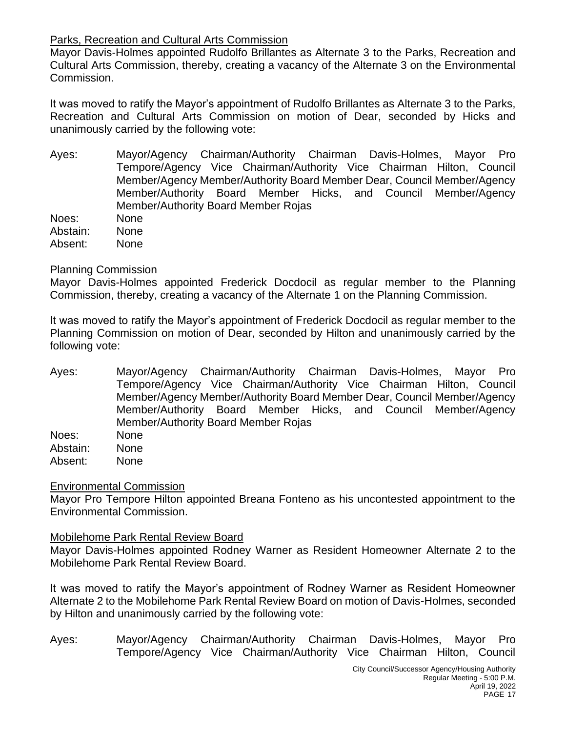<u>Parks, Recreation and Cultural Arts Commission</u>

Mayor Davis-Holmes appointed Rudolfo Brillantes as Alternate 3 to the Parks, Recreation and Cultural Arts Commission, thereby, creating a vacancy of the Alternate 3 on the Environmental Commission.

It was moved to ratify the Mayor's appointment of Rudolfo Brillantes as Alternate 3 to the Parks, Recreation and Cultural Arts Commission on motion of Dear, seconded by Hicks and unanimously carried by the following vote:

Ayes: Mayor/Agency Chairman/Authority Chairman Davis-Holmes, Mayor Pro Tempore/Agency Vice Chairman/Authority Vice Chairman Hilton, Council Member/Agency Member/Authority Board Member Dear, Council Member/Agency Member/Authority Board Member Hicks, and Council Member/Agency Member/Authority Board Member Rojas
Noes: None
Abstain: None
Absent: None

<u>Planning Commission</u>

Mayor Davis-Holmes appointed Frederick Docdocil as regular member to the Planning Commission, thereby, creating a vacancy of the Alternate 1 on the Planning Commission.

It was moved to ratify the Mayor's appointment of Frederick Docdocil as regular member to the Planning Commission on motion of Dear, seconded by Hilton and unanimously carried by the following vote:

Ayes: Mayor/Agency Chairman/Authority Chairman Davis-Holmes, Mayor Pro Tempore/Agency Vice Chairman/Authority Vice Chairman Hilton, Council Member/Agency Member/Authority Board Member Dear, Council Member/Agency Member/Authority Board Member Hicks, and Council Member/Agency Member/Authority Board Member Rojas
Noes: None
Abstain: None
Absent: None

<u>Environmental Commission</u>

Mayor Pro Tempore Hilton appointed Breana Fonteno as his uncontested appointment to the Environmental Commission.

<u>Mobilehome Park Rental Review Board</u>

Mayor Davis-Holmes appointed Rodney Warner as Resident Homeowner Alternate 2 to the Mobilehome Park Rental Review Board.

It was moved to ratify the Mayor's appointment of Rodney Warner as Resident Homeowner Alternate 2 to the Mobilehome Park Rental Review Board on motion of Davis-Holmes, seconded by Hilton and unanimously carried by the following vote:

Ayes: Mayor/Agency Chairman/Authority Chairman Davis-Holmes, Mayor Pro Tempore/Agency Vice Chairman/Authority Vice Chairman Hilton, Council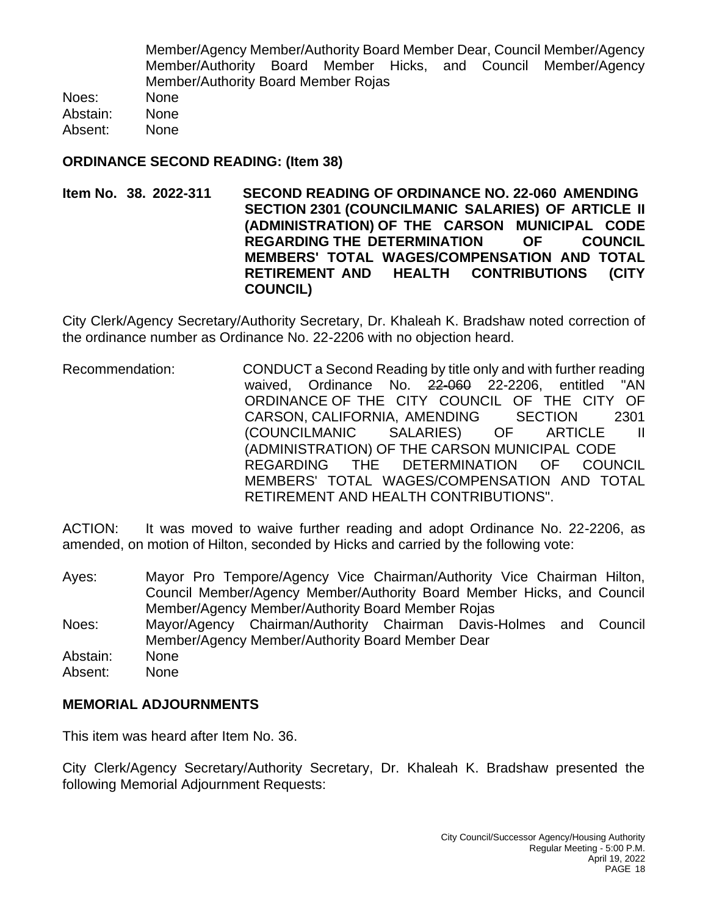Member/Agency Member/Authority Board Member Dear, Council Member/Agency Member/Authority Board Member Hicks, and Council Member/Agency Member/Authority Board Member Rojas

Noes: None
Abstain: None
Absent: None

**ORDINANCE SECOND READING: (Item 38)**

**Item No. 38. 2022-311 SECOND READING OF ORDINANCE NO. 22-060 AMENDING SECTION 2301 (COUNCILMANIC SALARIES) OF ARTICLE II (ADMINISTRATION) OF THE CARSON MUNICIPAL CODE REGARDING THE DETERMINATION OF COUNCIL MEMBERS' TOTAL WAGES/COMPENSATION AND TOTAL RETIREMENT AND HEALTH CONTRIBUTIONS (CITY COUNCIL)**

City Clerk/Agency Secretary/Authority Secretary, Dr. Khaleah K. Bradshaw noted correction of the ordinance number as Ordinance No. 22-2206 with no objection heard.

Recommendation: CONDUCT a Second Reading by title only and with further reading waived, Ordinance No. ~~22-060~~ 22-2206, entitled "AN ORDINANCE OF THE CITY COUNCIL OF THE CITY OF CARSON, CALIFORNIA, AMENDING SECTION 2301 (COUNCILMANIC SALARIES) OF ARTICLE II (ADMINISTRATION) OF THE CARSON MUNICIPAL CODE REGARDING THE DETERMINATION OF COUNCIL MEMBERS' TOTAL WAGES/COMPENSATION AND TOTAL RETIREMENT AND HEALTH CONTRIBUTIONS".

ACTION: It was moved to waive further reading and adopt Ordinance No. 22-2206, as amended, on motion of Hilton, seconded by Hicks and carried by the following vote:

Ayes: Mayor Pro Tempore/Agency Vice Chairman/Authority Vice Chairman Hilton, Council Member/Agency Member/Authority Board Member Hicks, and Council Member/Agency Member/Authority Board Member Rojas
Noes: Mayor/Agency Chairman/Authority Chairman Davis-Holmes and Council Member/Agency Member/Authority Board Member Dear
Abstain: None
Absent: None

**MEMORIAL ADJOURNMENTS**

This item was heard after Item No. 36.

City Clerk/Agency Secretary/Authority Secretary, Dr. Khaleah K. Bradshaw presented the following Memorial Adjournment Requests: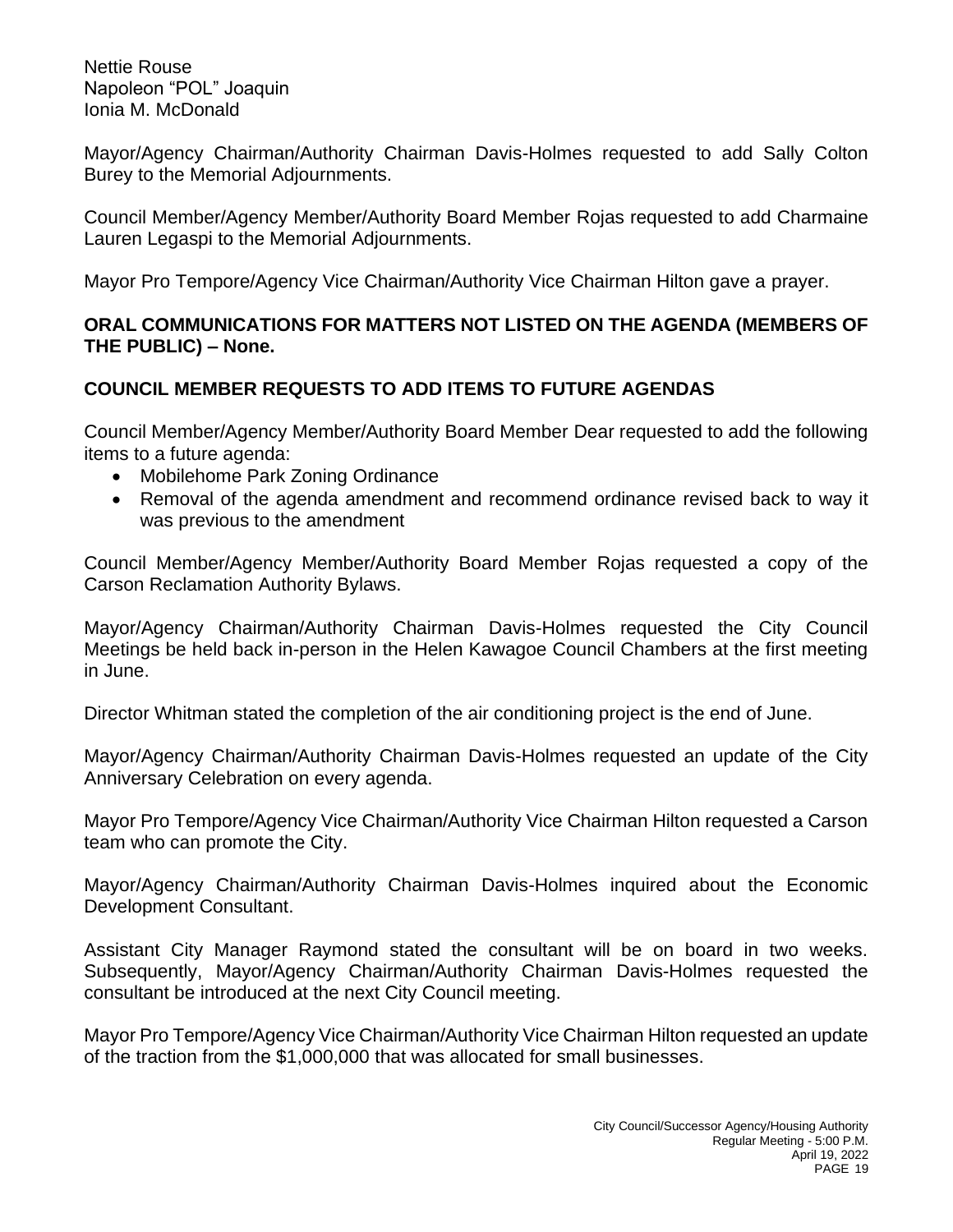Nettie Rouse
Napoleon "POL" Joaquin
Ionia M. McDonald

Mayor/Agency Chairman/Authority Chairman Davis-Holmes requested to add Sally Colton Burey to the Memorial Adjournments.

Council Member/Agency Member/Authority Board Member Rojas requested to add Charmaine Lauren Legaspi to the Memorial Adjournments.

Mayor Pro Tempore/Agency Vice Chairman/Authority Vice Chairman Hilton gave a prayer.

**ORAL COMMUNICATIONS FOR MATTERS NOT LISTED ON THE AGENDA (MEMBERS OF THE PUBLIC) – None.**

**COUNCIL MEMBER REQUESTS TO ADD ITEMS TO FUTURE AGENDAS**

Council Member/Agency Member/Authority Board Member Dear requested to add the following items to a future agenda:

- Mobilehome Park Zoning Ordinance
- Removal of the agenda amendment and recommend ordinance revised back to way it was previous to the amendment

Council Member/Agency Member/Authority Board Member Rojas requested a copy of the Carson Reclamation Authority Bylaws.

Mayor/Agency Chairman/Authority Chairman Davis-Holmes requested the City Council Meetings be held back in-person in the Helen Kawagoe Council Chambers at the first meeting in June.

Director Whitman stated the completion of the air conditioning project is the end of June.

Mayor/Agency Chairman/Authority Chairman Davis-Holmes requested an update of the City Anniversary Celebration on every agenda.

Mayor Pro Tempore/Agency Vice Chairman/Authority Vice Chairman Hilton requested a Carson team who can promote the City.

Mayor/Agency Chairman/Authority Chairman Davis-Holmes inquired about the Economic Development Consultant.

Assistant City Manager Raymond stated the consultant will be on board in two weeks. Subsequently, Mayor/Agency Chairman/Authority Chairman Davis-Holmes requested the consultant be introduced at the next City Council meeting.

Mayor Pro Tempore/Agency Vice Chairman/Authority Vice Chairman Hilton requested an update of the traction from the $1,000,000 that was allocated for small businesses.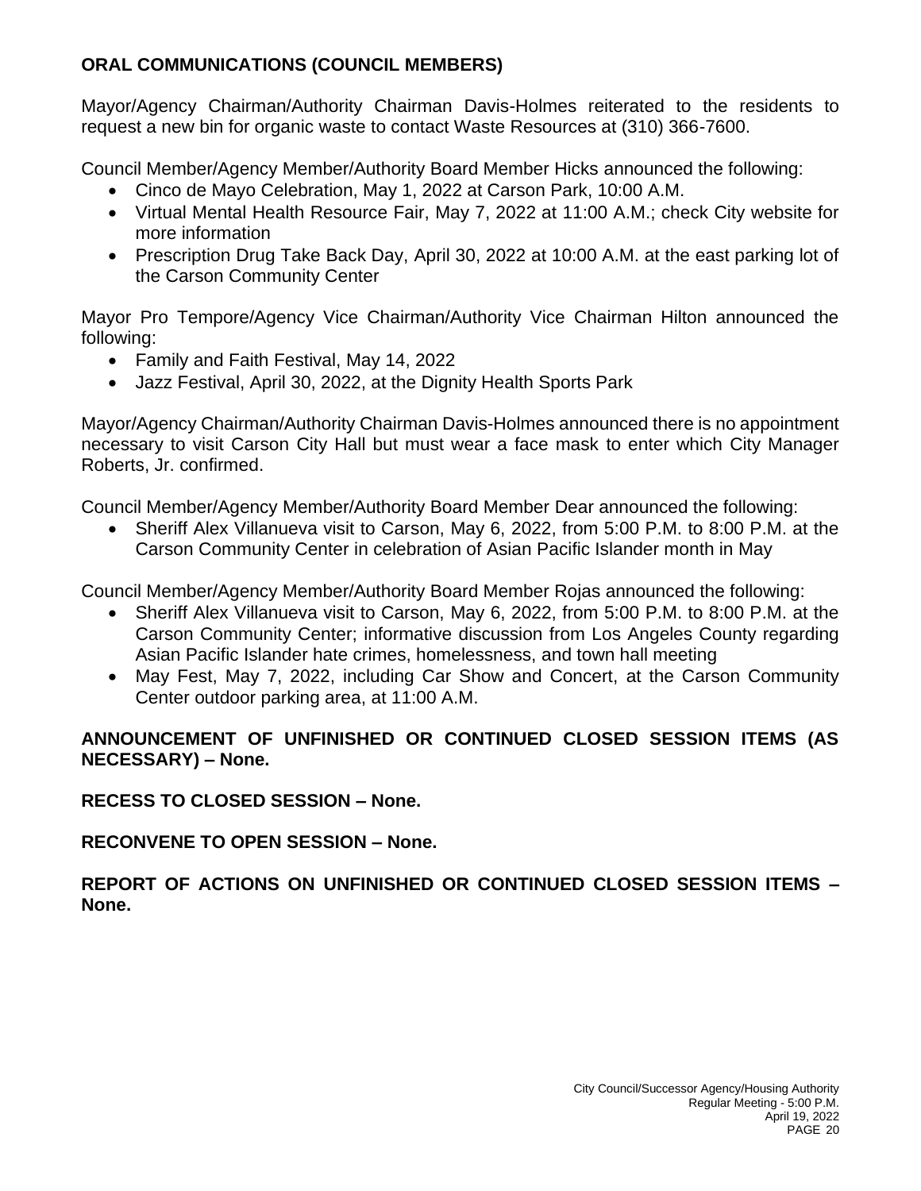**ORAL COMMUNICATIONS (COUNCIL MEMBERS)**

Mayor/Agency Chairman/Authority Chairman Davis-Holmes reiterated to the residents to request a new bin for organic waste to contact Waste Resources at (310) 366-7600.

Council Member/Agency Member/Authority Board Member Hicks announced the following:

- Cinco de Mayo Celebration, May 1, 2022 at Carson Park, 10:00 A.M.
- Virtual Mental Health Resource Fair, May 7, 2022 at 11:00 A.M.; check City website for more information
- Prescription Drug Take Back Day, April 30, 2022 at 10:00 A.M. at the east parking lot of the Carson Community Center

Mayor Pro Tempore/Agency Vice Chairman/Authority Vice Chairman Hilton announced the following:

- Family and Faith Festival, May 14, 2022
- Jazz Festival, April 30, 2022, at the Dignity Health Sports Park

Mayor/Agency Chairman/Authority Chairman Davis-Holmes announced there is no appointment necessary to visit Carson City Hall but must wear a face mask to enter which City Manager Roberts, Jr. confirmed.

Council Member/Agency Member/Authority Board Member Dear announced the following:

- Sheriff Alex Villanueva visit to Carson, May 6, 2022, from 5:00 P.M. to 8:00 P.M. at the Carson Community Center in celebration of Asian Pacific Islander month in May

Council Member/Agency Member/Authority Board Member Rojas announced the following:

- Sheriff Alex Villanueva visit to Carson, May 6, 2022, from 5:00 P.M. to 8:00 P.M. at the Carson Community Center; informative discussion from Los Angeles County regarding Asian Pacific Islander hate crimes, homelessness, and town hall meeting
- May Fest, May 7, 2022, including Car Show and Concert, at the Carson Community Center outdoor parking area, at 11:00 A.M.

**ANNOUNCEMENT OF UNFINISHED OR CONTINUED CLOSED SESSION ITEMS (AS NECESSARY) – None.**

**RECESS TO CLOSED SESSION – None.**

**RECONVENE TO OPEN SESSION – None.**

**REPORT OF ACTIONS ON UNFINISHED OR CONTINUED CLOSED SESSION ITEMS – None.**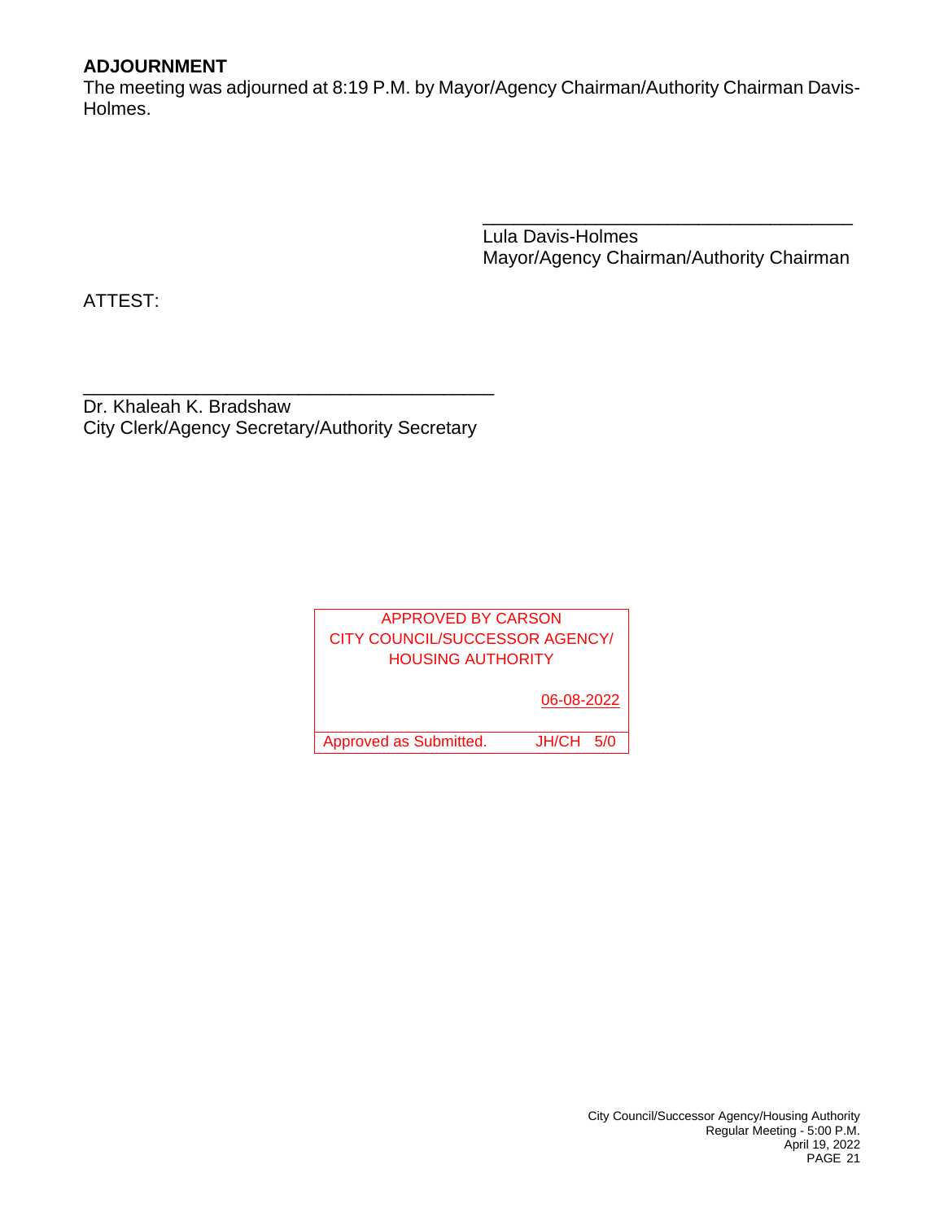## ADJOURNMENT

The meeting was adjourned at 8:19 P.M. by Mayor/Agency Chairman/Authority Chairman Davis-Holmes.

\_\_\_\_\_\_\_\_\_\_\_\_\_\_\_\_\_\_\_\_\_\_\_\_\_\_\_\_\_\_\_\_\_\_\_\_\_\_
Lula Davis-Holmes
Mayor/Agency Chairman/Authority Chairman

ATTEST:

\_\_\_\_\_\_\_\_\_\_\_\_\_\_\_\_\_\_\_\_\_\_\_\_\_\_\_\_\_\_\_\_\_\_\_\_\_\_\_\_\_\_
Dr. Khaleah K. Bradshaw
City Clerk/Agency Secretary/Authority Secretary

APPROVED BY CARSON
CITY COUNCIL/SUCCESSOR AGENCY/
HOUSING AUTHORITY

06-08-2022

Approved as Submitted. JH/CH 5/0